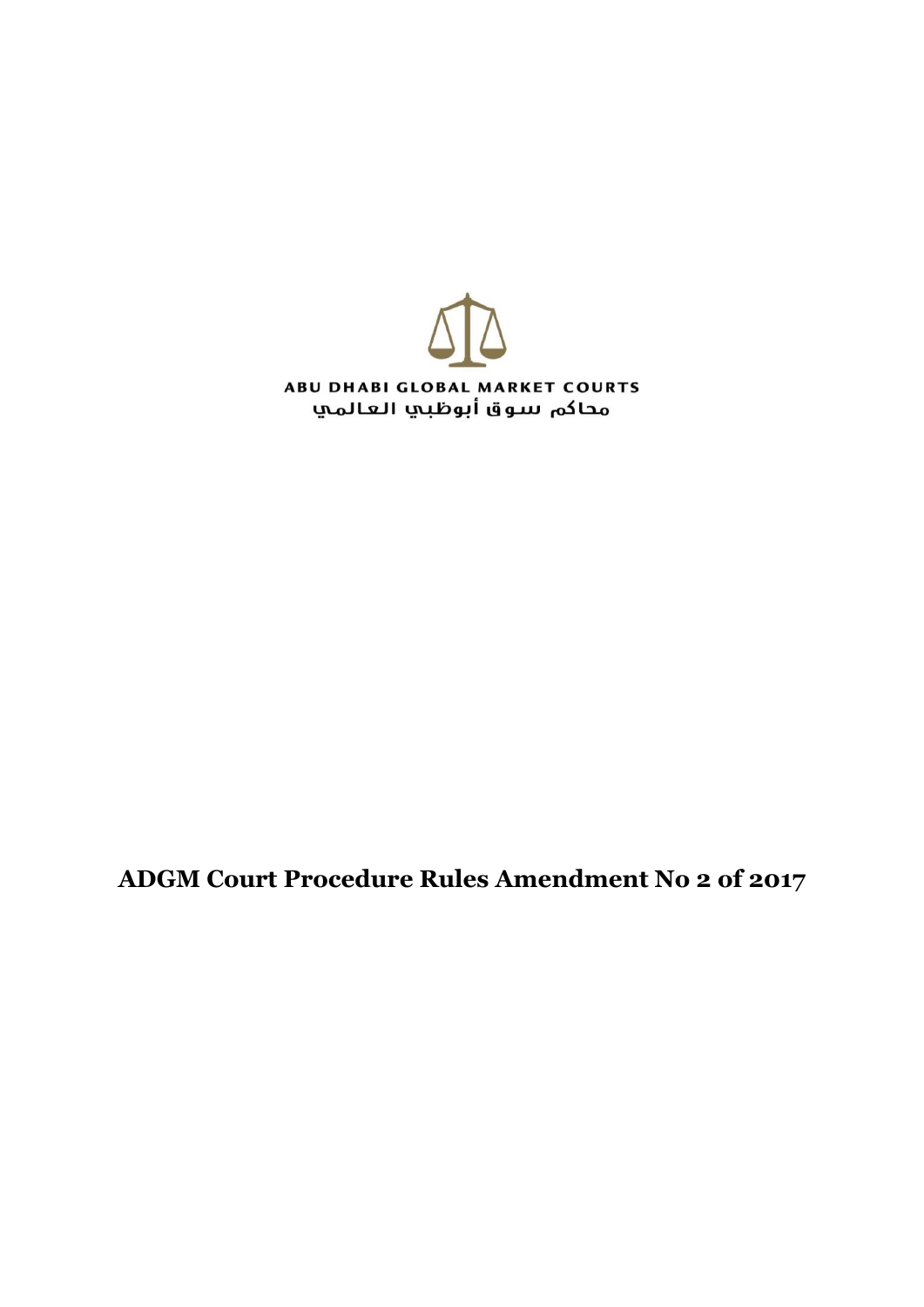ABU DHABI GLOBAL MARKET COURTS

محاكم سوق أبوظبي العالمي

# ADGM Court Procedure Rules Amendment No 2 of 2017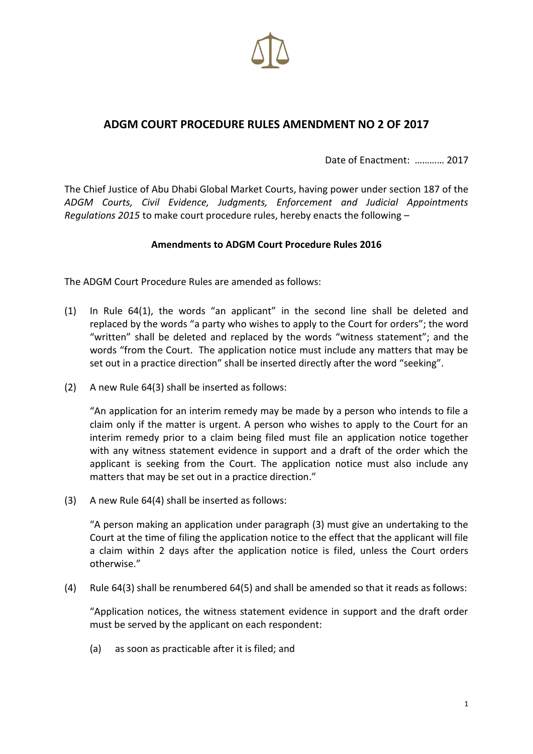## ADGM COURT PROCEDURE RULES AMENDMENT NO 2 OF 2017

Date of Enactment: ………… 2017

The Chief Justice of Abu Dhabi Global Market Courts, having power under section 187 of the *ADGM Courts, Civil Evidence, Judgments, Enforcement and Judicial Appointments Regulations 2015* to make court procedure rules, hereby enacts the following –

**Amendments to ADGM Court Procedure Rules 2016**

The ADGM Court Procedure Rules are amended as follows:

(1) In Rule 64(1), the words "an applicant" in the second line shall be deleted and replaced by the words "a party who wishes to apply to the Court for orders"; the word "written" shall be deleted and replaced by the words "witness statement"; and the words "from the Court. The application notice must include any matters that may be set out in a practice direction" shall be inserted directly after the word "seeking".

(2) A new Rule 64(3) shall be inserted as follows:

"An application for an interim remedy may be made by a person who intends to file a claim only if the matter is urgent. A person who wishes to apply to the Court for an interim remedy prior to a claim being filed must file an application notice together with any witness statement evidence in support and a draft of the order which the applicant is seeking from the Court. The application notice must also include any matters that may be set out in a practice direction."

(3) A new Rule 64(4) shall be inserted as follows:

"A person making an application under paragraph (3) must give an undertaking to the Court at the time of filing the application notice to the effect that the applicant will file a claim within 2 days after the application notice is filed, unless the Court orders otherwise."

(4) Rule 64(3) shall be renumbered 64(5) and shall be amended so that it reads as follows:

"Application notices, the witness statement evidence in support and the draft order must be served by the applicant on each respondent:

(a) as soon as practicable after it is filed; and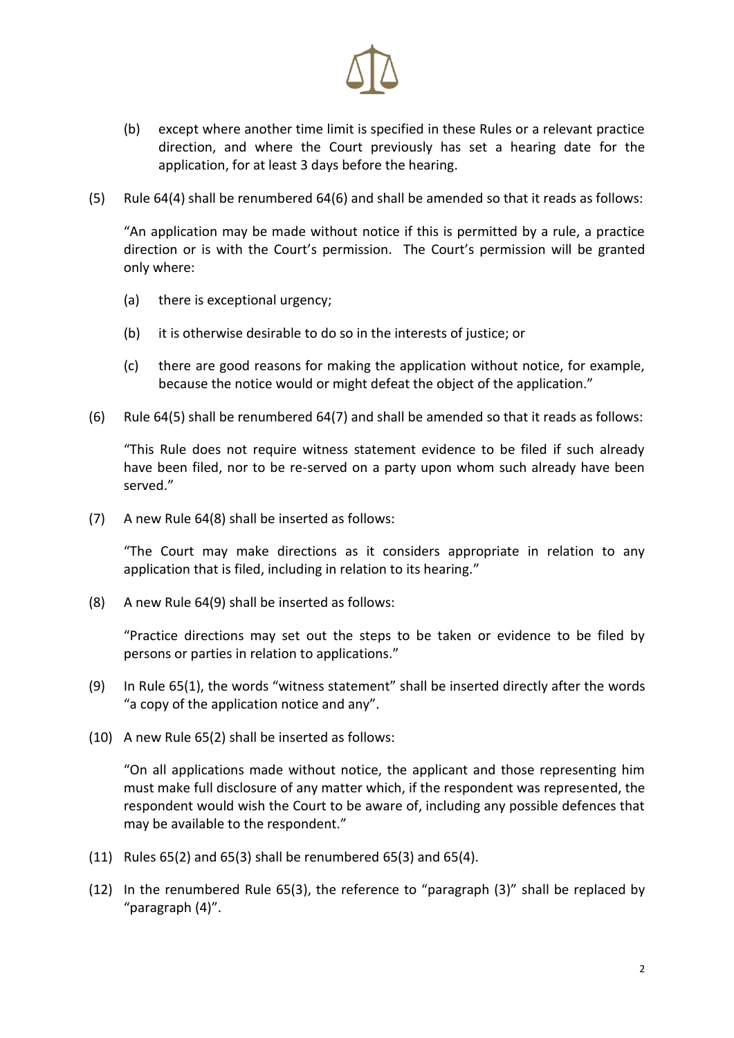(b) except where another time limit is specified in these Rules or a relevant practice direction, and where the Court previously has set a hearing date for the application, for at least 3 days before the hearing.

(5) Rule 64(4) shall be renumbered 64(6) and shall be amended so that it reads as follows:

"An application may be made without notice if this is permitted by a rule, a practice direction or is with the Court's permission. The Court's permission will be granted only where:

(a) there is exceptional urgency;

(b) it is otherwise desirable to do so in the interests of justice; or

(c) there are good reasons for making the application without notice, for example, because the notice would or might defeat the object of the application."

(6) Rule 64(5) shall be renumbered 64(7) and shall be amended so that it reads as follows:

"This Rule does not require witness statement evidence to be filed if such already have been filed, nor to be re-served on a party upon whom such already have been served."

(7) A new Rule 64(8) shall be inserted as follows:

"The Court may make directions as it considers appropriate in relation to any application that is filed, including in relation to its hearing."

(8) A new Rule 64(9) shall be inserted as follows:

"Practice directions may set out the steps to be taken or evidence to be filed by persons or parties in relation to applications."

(9) In Rule 65(1), the words "witness statement" shall be inserted directly after the words "a copy of the application notice and any".

(10) A new Rule 65(2) shall be inserted as follows:

"On all applications made without notice, the applicant and those representing him must make full disclosure of any matter which, if the respondent was represented, the respondent would wish the Court to be aware of, including any possible defences that may be available to the respondent."

(11) Rules 65(2) and 65(3) shall be renumbered 65(3) and 65(4).

(12) In the renumbered Rule 65(3), the reference to "paragraph (3)" shall be replaced by "paragraph (4)".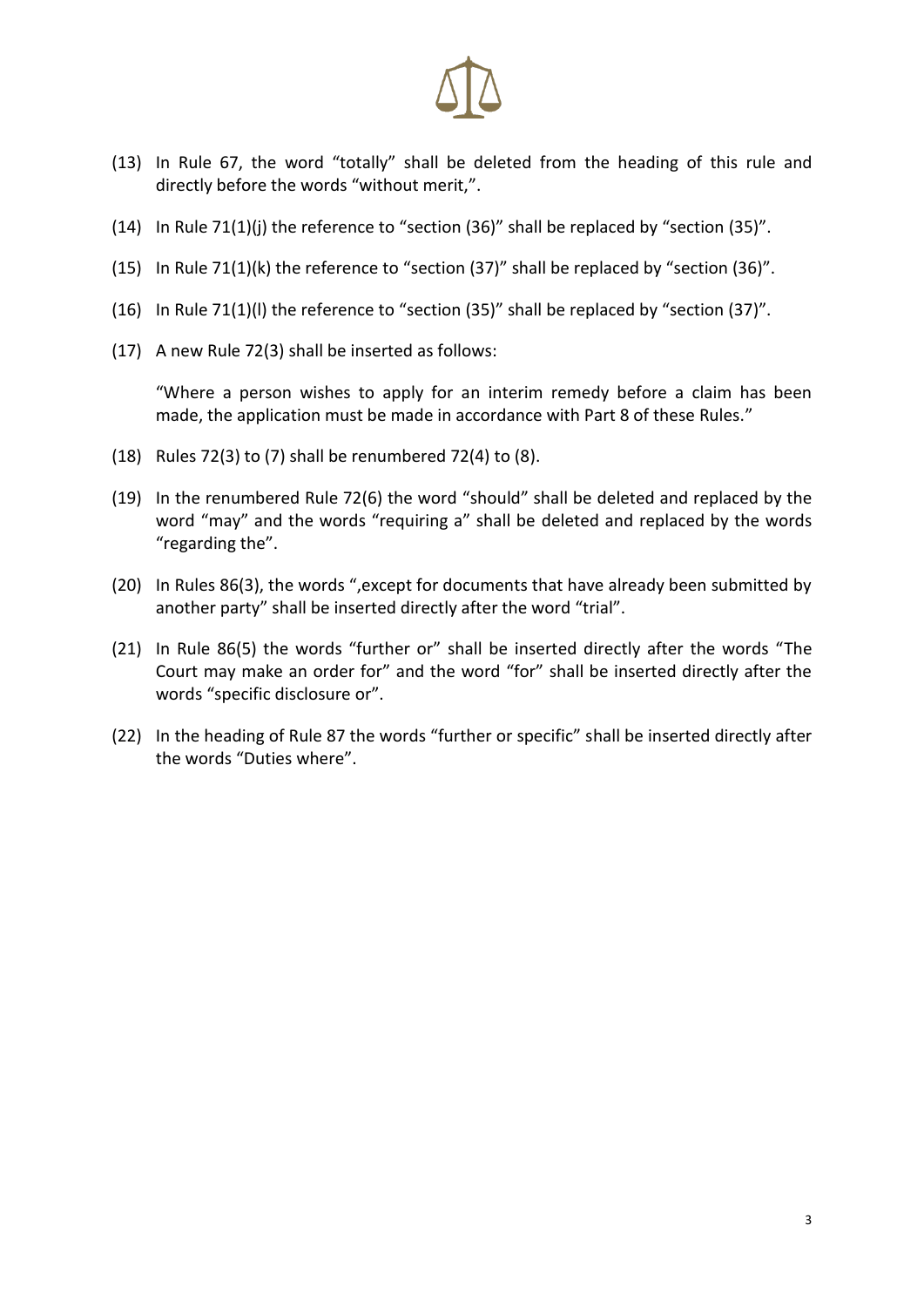(13) In Rule 67, the word "totally" shall be deleted from the heading of this rule and directly before the words "without merit,".

(14) In Rule 71(1)(j) the reference to "section (36)" shall be replaced by "section (35)".

(15) In Rule 71(1)(k) the reference to "section (37)" shall be replaced by "section (36)".

(16) In Rule 71(1)(l) the reference to "section (35)" shall be replaced by "section (37)".

(17) A new Rule 72(3) shall be inserted as follows:

"Where a person wishes to apply for an interim remedy before a claim has been made, the application must be made in accordance with Part 8 of these Rules."

(18) Rules 72(3) to (7) shall be renumbered 72(4) to (8).

(19) In the renumbered Rule 72(6) the word "should" shall be deleted and replaced by the word "may" and the words "requiring a" shall be deleted and replaced by the words "regarding the".

(20) In Rules 86(3), the words ",except for documents that have already been submitted by another party" shall be inserted directly after the word "trial".

(21) In Rule 86(5) the words "further or" shall be inserted directly after the words "The Court may make an order for" and the word "for" shall be inserted directly after the words "specific disclosure or".

(22) In the heading of Rule 87 the words "further or specific" shall be inserted directly after the words "Duties where".